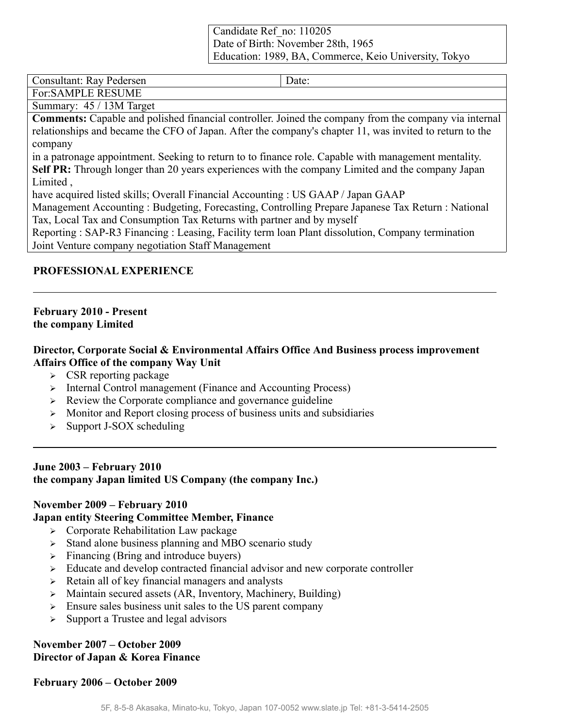| Candidate Ref_no: 110205 |
|---|
| Date of Birth: November 28th, 1965 |
| Education: 1989, BA, Commerce, Keio University, Tokyo |

| Consultant: Ray Pedersen | Date: |
|---|---|
| For:SAMPLE RESUME | |
| Summary: 45 / 13M Target | |

**Comments:** Capable and polished financial controller. Joined the company from the company via internal relationships and became the CFO of Japan. After the company's chapter 11, was invited to return to the company
in a patronage appointment. Seeking to return to to finance role. Capable with management mentality.
**Self PR:** Through longer than 20 years experiences with the company Limited and the company Japan Limited ,
have acquired listed skills; Overall Financial Accounting : US GAAP / Japan GAAP
Management Accounting : Budgeting, Forecasting, Controlling Prepare Japanese Tax Return : National Tax, Local Tax and Consumption Tax Returns with partner and by myself
Reporting : SAP-R3 Financing : Leasing, Facility term loan Plant dissolution, Company termination
Joint Venture company negotiation Staff Management

## PROFESSIONAL EXPERIENCE

---

**February 2010 - Present**
**the company Limited**

**Director, Corporate Social & Environmental Affairs Office And Business process improvement Affairs Office of the company Way Unit**

- CSR reporting package
- Internal Control management (Finance and Accounting Process)
- Review the Corporate compliance and governance guideline
- Monitor and Report closing process of business units and subsidiaries
- Support J-SOX scheduling

---

**June 2003 – February 2010**
**the company Japan limited US Company (the company Inc.)**

**November 2009 – February 2010**
**Japan entity Steering Committee Member, Finance**

- Corporate Rehabilitation Law package
- Stand alone business planning and MBO scenario study
- Financing (Bring and introduce buyers)
- Educate and develop contracted financial advisor and new corporate controller
- Retain all of key financial managers and analysts
- Maintain secured assets (AR, Inventory, Machinery, Building)
- Ensure sales business unit sales to the US parent company
- Support a Trustee and legal advisors

**November 2007 – October 2009**
**Director of Japan & Korea Finance**

**February 2006 – October 2009**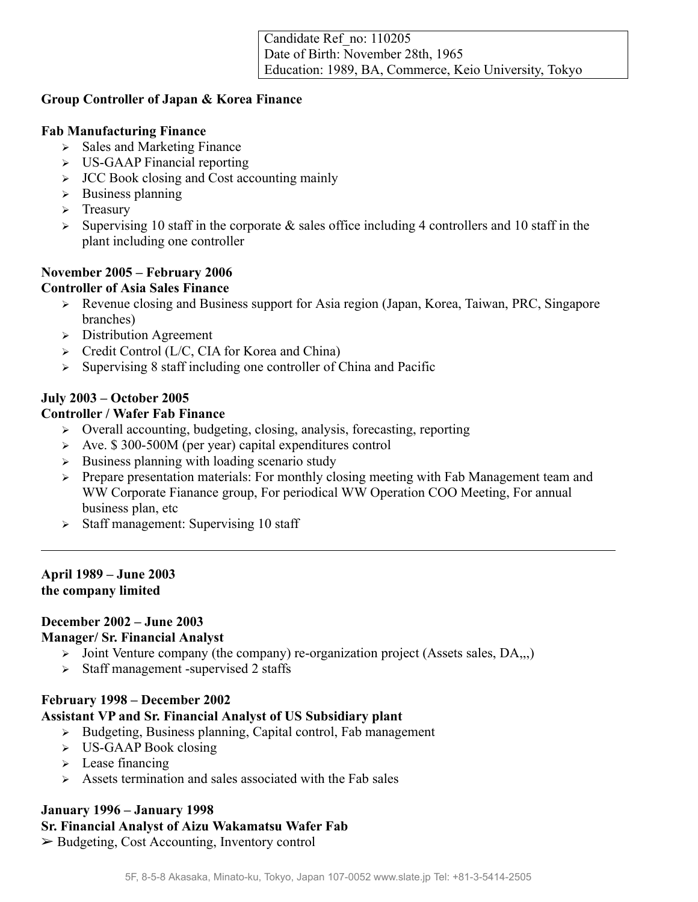Candidate Ref_no: 110205
Date of Birth: November 28th, 1965
Education: 1989, BA, Commerce, Keio University, Tokyo

**Group Controller of Japan & Korea Finance**

**Fab Manufacturing Finance**

- Sales and Marketing Finance
- US-GAAP Financial reporting
- JCC Book closing and Cost accounting mainly
- Business planning
- Treasury
- Supervising 10 staff in the corporate & sales office including 4 controllers and 10 staff in the plant including one controller

**November 2005 – February 2006**
**Controller of Asia Sales Finance**

- Revenue closing and Business support for Asia region (Japan, Korea, Taiwan, PRC, Singapore branches)
- Distribution Agreement
- Credit Control (L/C, CIA for Korea and China)
- Supervising 8 staff including one controller of China and Pacific

**July 2003 – October 2005**
**Controller / Wafer Fab Finance**

- Overall accounting, budgeting, closing, analysis, forecasting, reporting
- Ave. $ 300-500M (per year) capital expenditures control
- Business planning with loading scenario study
- Prepare presentation materials: For monthly closing meeting with Fab Management team and WW Corporate Fianance group, For periodical WW Operation COO Meeting, For annual business plan, etc
- Staff management: Supervising 10 staff

---

**April 1989 – June 2003**
**the company limited**

**December 2002 – June 2003**
**Manager/ Sr. Financial Analyst**

- Joint Venture company (the company) re-organization project (Assets sales, DA,,,)
- Staff management -supervised 2 staffs

**February 1998 – December 2002**
**Assistant VP and Sr. Financial Analyst of US Subsidiary plant**

- Budgeting, Business planning, Capital control, Fab management
- US-GAAP Book closing
- Lease financing
- Assets termination and sales associated with the Fab sales

**January 1996 – January 1998**
**Sr. Financial Analyst of Aizu Wakamatsu Wafer Fab**

- Budgeting, Cost Accounting, Inventory control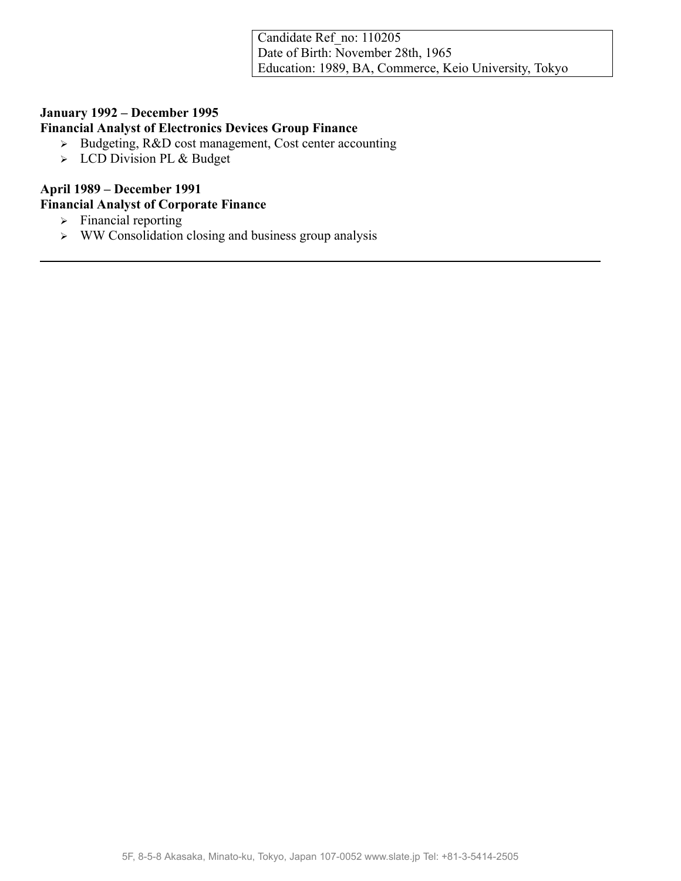Candidate Ref_no: 110205
Date of Birth: November 28th, 1965
Education: 1989, BA, Commerce, Keio University, Tokyo

**January 1992 – December 1995**
**Financial Analyst of Electronics Devices Group Finance**

- Budgeting, R&D cost management, Cost center accounting
- LCD Division PL & Budget

**April 1989 – December 1991**
**Financial Analyst of Corporate Finance**

- Financial reporting
- WW Consolidation closing and business group analysis

---